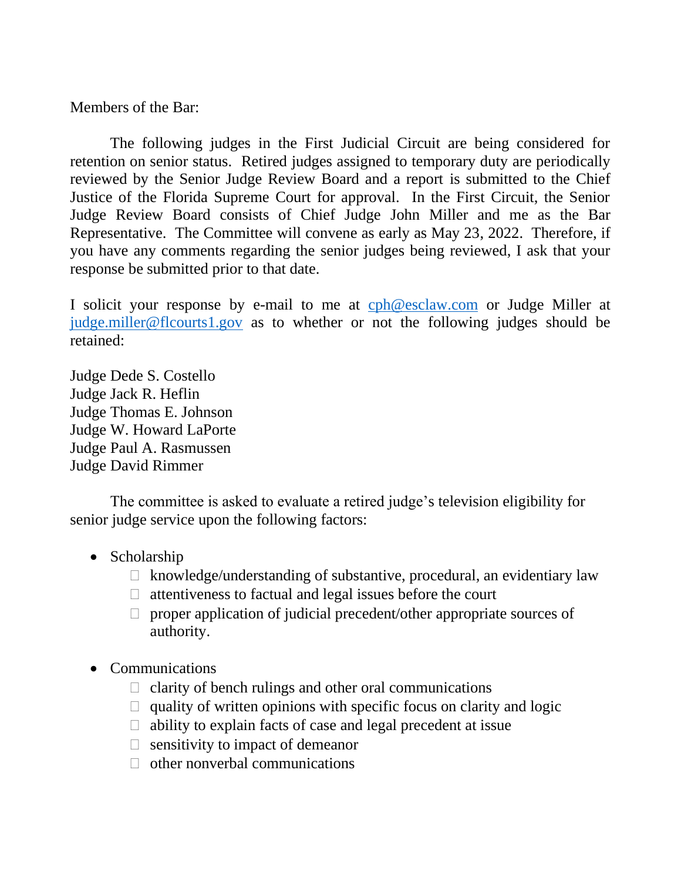Members of the Bar:

The following judges in the First Judicial Circuit are being considered for retention on senior status. Retired judges assigned to temporary duty are periodically reviewed by the Senior Judge Review Board and a report is submitted to the Chief Justice of the Florida Supreme Court for approval. In the First Circuit, the Senior Judge Review Board consists of Chief Judge John Miller and me as the Bar Representative. The Committee will convene as early as May 23, 2022. Therefore, if you have any comments regarding the senior judges being reviewed, I ask that your response be submitted prior to that date.

I solicit your response by e-mail to me at cph@esclaw.com or Judge Miller at judge.miller@flcourts1.gov as to whether or not the following judges should be retained:

Judge Dede S. Costello
Judge Jack R. Heflin
Judge Thomas E. Johnson
Judge W. Howard LaPorte
Judge Paul A. Rasmussen
Judge David Rimmer

The committee is asked to evaluate a retired judge's television eligibility for senior judge service upon the following factors:

- Scholarship
  - knowledge/understanding of substantive, procedural, an evidentiary law
  - attentiveness to factual and legal issues before the court
  - proper application of judicial precedent/other appropriate sources of authority.

- Communications
  - clarity of bench rulings and other oral communications
  - quality of written opinions with specific focus on clarity and logic
  - ability to explain facts of case and legal precedent at issue
  - sensitivity to impact of demeanor
  - other nonverbal communications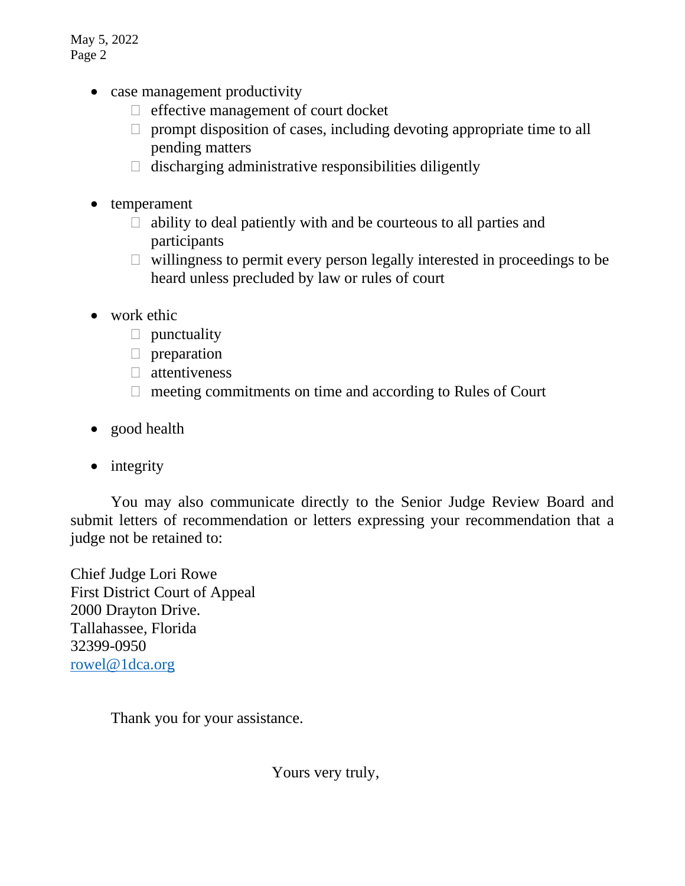- case management productivity
  - effective management of court docket
  - prompt disposition of cases, including devoting appropriate time to all pending matters
  - discharging administrative responsibilities diligently

- temperament
  - ability to deal patiently with and be courteous to all parties and participants
  - willingness to permit every person legally interested in proceedings to be heard unless precluded by law or rules of court

- work ethic
  - punctuality
  - preparation
  - attentiveness
  - meeting commitments on time and according to Rules of Court

- good health

- integrity

You may also communicate directly to the Senior Judge Review Board and submit letters of recommendation or letters expressing your recommendation that a judge not be retained to:

Chief Judge Lori Rowe
First District Court of Appeal
2000 Drayton Drive.
Tallahassee, Florida
32399-0950
rowel@1dca.org

Thank you for your assistance.

Yours very truly,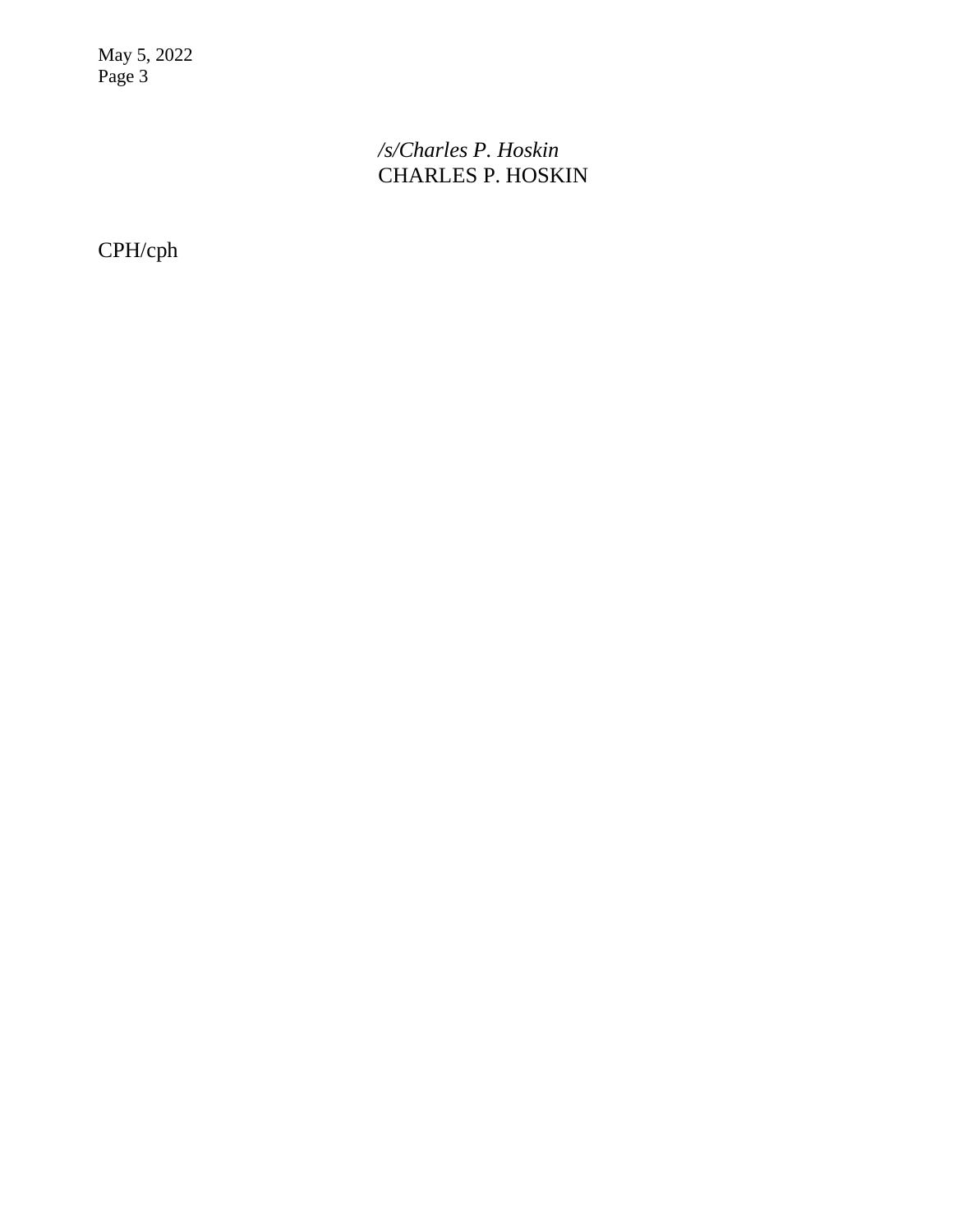*/s/Charles P. Hoskin*
CHARLES P. HOSKIN

CPH/cph